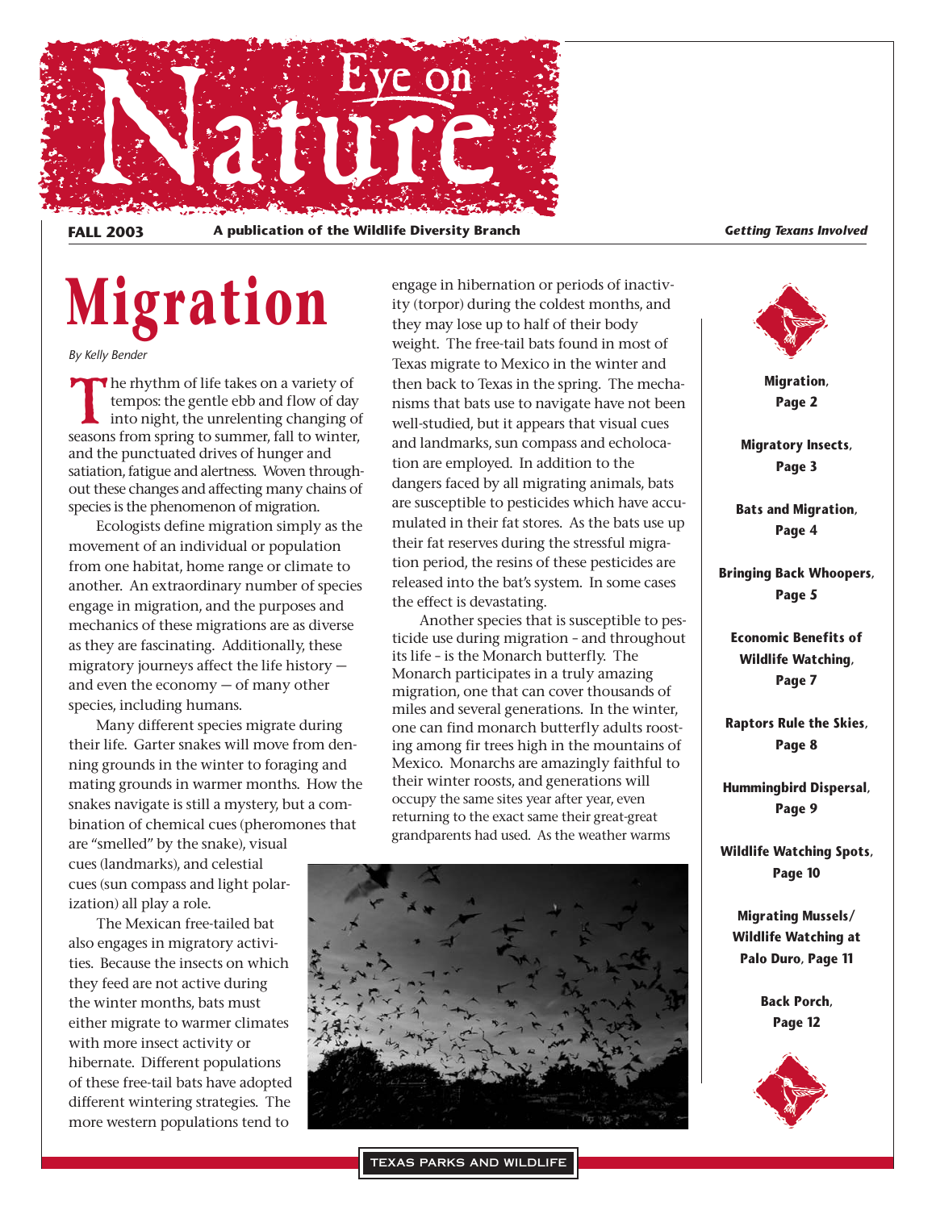# Eye on Nature

**FALL 2003** **A publication of the Wildlife Diversity Branch** ***Getting Texans Involved***

# Migration

*By Kelly Bender*

The rhythm of life takes on a variety of tempos: the gentle ebb and flow of day into night, the unrelenting changing of seasons from spring to summer, fall to winter, and the punctuated drives of hunger and satiation, fatigue and alertness. Woven throughout these changes and affecting many chains of species is the phenomenon of migration.

Ecologists define migration simply as the movement of an individual or population from one habitat, home range or climate to another. An extraordinary number of species engage in migration, and the purposes and mechanics of these migrations are as diverse as they are fascinating. Additionally, these migratory journeys affect the life history — and even the economy — of many other species, including humans.

Many different species migrate during their life. Garter snakes will move from denning grounds in the winter to foraging and mating grounds in warmer months. How the snakes navigate is still a mystery, but a combination of chemical cues (pheromones that are "smelled" by the snake), visual cues (landmarks), and celestial cues (sun compass and light polarization) all play a role.

The Mexican free-tailed bat also engages in migratory activities. Because the insects on which they feed are not active during the winter months, bats must either migrate to warmer climates with more insect activity or hibernate. Different populations of these free-tail bats have adopted different wintering strategies. The more western populations tend to engage in hibernation or periods of inactivity (torpor) during the coldest months, and they may lose up to half of their body weight. The free-tail bats found in most of Texas migrate to Mexico in the winter and then back to Texas in the spring. The mechanisms that bats use to navigate have not been well-studied, but it appears that visual cues and landmarks, sun compass and echolocation are employed. In addition to the dangers faced by all migrating animals, bats are susceptible to pesticides which have accumulated in their fat stores. As the bats use up their fat reserves during the stressful migration period, the resins of these pesticides are released into the bat's system. In some cases the effect is devastating.

Another species that is susceptible to pesticide use during migration - and throughout its life - is the Monarch butterfly. The Monarch participates in a truly amazing migration, one that can cover thousands of miles and several generations. In the winter, one can find monarch butterfly adults roosting among fir trees high in the mountains of Mexico. Monarchs are amazingly faithful to their winter roosts, and generations will occupy the same sites year after year, even returning to the exact same sites their great-great grandparents had used. As the weather warms

**Migration, Page 2**

**Migratory Insects, Page 3**

**Bats and Migration, Page 4**

**Bringing Back Whoopers, Page 5**

**Economic Benefits of Wildlife Watching, Page 7**

**Raptors Rule the Skies, Page 8**

**Hummingbird Dispersal, Page 9**

**Wildlife Watching Spots, Page 10**

**Migrating Mussels/ Wildlife Watching at Palo Duro, Page 11**

**Back Porch, Page 12**

TEXAS PARKS AND WILDLIFE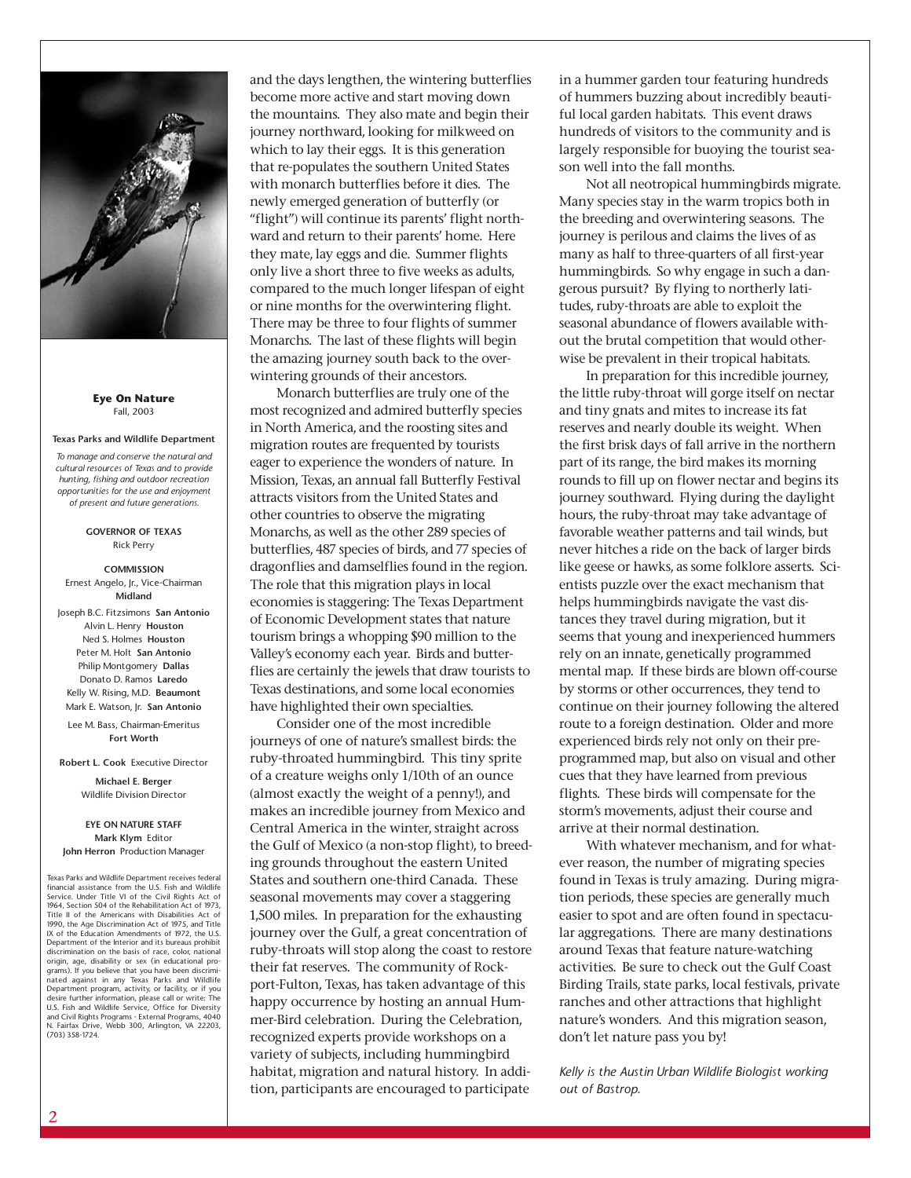**Eye On Nature**
Fall, 2003

**Texas Parks and Wildlife Department**

*To manage and conserve the natural and cultural resources of Texas and to provide hunting, fishing and outdoor recreation opportunities for the use and enjoyment of present and future generations.*

**GOVERNOR OF TEXAS**
Rick Perry

**COMMISSION**
Ernest Angelo, Jr., Vice-Chairman **Midland**
Joseph B.C. Fitzsimons **San Antonio**
Alvin L. Henry **Houston**
Ned S. Holmes **Houston**
Peter M. Holt **San Antonio**
Philip Montgomery **Dallas**
Donato D. Ramos **Laredo**
Kelly W. Rising, M.D. **Beaumont**
Mark E. Watson, Jr. **San Antonio**
Lee M. Bass, Chairman-Emeritus **Fort Worth**

**Robert L. Cook** Executive Director

**Michael E. Berger** Wildlife Division Director

**EYE ON NATURE STAFF**
**Mark Klym** Editor
**John Herron** Production Manager

Texas Parks and Wildlife Department receives federal financial assistance from the U.S. Fish and Wildlife Service. Under Title VI of the Civil Rights Act of 1964, Section 504 of the Rehabilitation Act of 1973, Title II of the Americans with Disabilities Act of 1990, the Age Discrimination Act of 1975, and Title IX of the Education Amendments of 1972, the U.S. Department of the Interior and its bureaus prohibit discrimination on the basis of race, color, national origin, age, disability or sex (in educational programs). If you believe that you have been discriminated against in any Texas Parks and Wildlife Department program, activity, or facility, or if you desire further information, please call or write: The U.S. Fish and Wildlife Service, Office for Diversity and Civil Rights Programs - External Programs, 4040 N. Fairfax Drive, Webb 300, Arlington, VA 22203, (703) 358-1724.

and the days lengthen, the wintering butterflies become more active and start moving down the mountains. They also mate and begin their journey northward, looking for milkweed on which to lay their eggs. It is this generation that re-populates the southern United States with monarch butterflies before it dies. The newly emerged generation of butterfly (or "flight") will continue its parents' flight northward and return to their parents' home. Here they mate, lay eggs and die. Summer flights only live a short three to five weeks as adults, compared to the much longer lifespan of eight or nine months for the overwintering flight. There may be three to four flights of summer Monarchs. The last of these flights will begin the amazing journey south back to the overwintering grounds of their ancestors.

Monarch butterflies are truly one of the most recognized and admired butterfly species in North America, and the roosting sites and migration routes are frequented by tourists eager to experience the wonders of nature. In Mission, Texas, an annual fall Butterfly Festival attracts visitors from the United States and other countries to observe the migrating Monarchs, as well as the other 289 species of butterflies, 487 species of birds, and 77 species of dragonflies and damselflies found in the region. The role that this migration plays in local economies is staggering: The Texas Department of Economic Development states that nature tourism brings a whopping $90 million to the Valley's economy each year. Birds and butterflies are certainly the jewels that draw tourists to Texas destinations, and some local economies have highlighted their own specialties.

Consider one of the most incredible journeys of one of nature's smallest birds: the ruby-throated hummingbird. This tiny sprite of a creature weighs only 1/10th of an ounce (almost exactly the weight of a penny!), and makes an incredible journey from Mexico and Central America in the winter, straight across the Gulf of Mexico (a non-stop flight), to breeding grounds throughout the eastern United States and southern one-third Canada. These seasonal movements may cover a staggering 1,500 miles. In preparation for the exhausting journey over the Gulf, a great concentration of ruby-throats will stop along the coast to restore their fat reserves. The community of Rockport-Fulton, Texas, has taken advantage of this happy occurrence by hosting an annual Hummer-Bird celebration. During the Celebration, recognized experts provide workshops on a variety of subjects, including hummingbird habitat, migration and natural history. In addition, participants are encouraged to participate in a hummer garden tour featuring hundreds of hummers buzzing about incredibly beautiful local garden habitats. This event draws hundreds of visitors to the community and is largely responsible for buoying the tourist season well into the fall months.

Not all neotropical hummingbirds migrate. Many species stay in the warm tropics both in the breeding and overwintering seasons. The journey is perilous and claims the lives of as many as half to three-quarters of all first-year hummingbirds. So why engage in such a dangerous pursuit? By flying to northerly latitudes, ruby-throats are able to exploit the seasonal abundance of flowers available without the brutal competition that would otherwise be prevalent in their tropical habitats.

In preparation for this incredible journey, the little ruby-throat will gorge itself on nectar and tiny gnats and mites to increase its fat reserves and nearly double its weight. When the first brisk days of fall arrive in the northern part of its range, the bird makes its morning rounds to fill up on flower nectar and begins its journey southward. Flying during the daylight hours, the ruby-throat may take advantage of favorable weather patterns and tail winds, but never hitches a ride on the back of larger birds like geese or hawks, as some folklore asserts. Scientists puzzle over the exact mechanism that helps hummingbirds navigate the vast distances they travel during migration, but it seems that young and inexperienced hummers rely on an innate, genetically programmed mental map. If these birds are blown off-course by storms or other occurrences, they tend to continue on their journey following the altered route to a foreign destination. Older and more experienced birds rely not only on their pre-programmed map, but also on visual and other cues that they have learned from previous flights. These birds will compensate for the storm's movements, adjust their course and arrive at their normal destination.

With whatever mechanism, and for whatever reason, the number of migrating species found in Texas is truly amazing. During migration periods, these species are generally much easier to spot and are often found in spectacular aggregations. There are many destinations around Texas that feature nature-watching activities. Be sure to check out the Gulf Coast Birding Trails, state parks, local festivals, private ranches and other attractions that highlight nature's wonders. And this migration season, don't let nature pass you by!

*Kelly is the Austin Urban Wildlife Biologist working out of Bastrop.*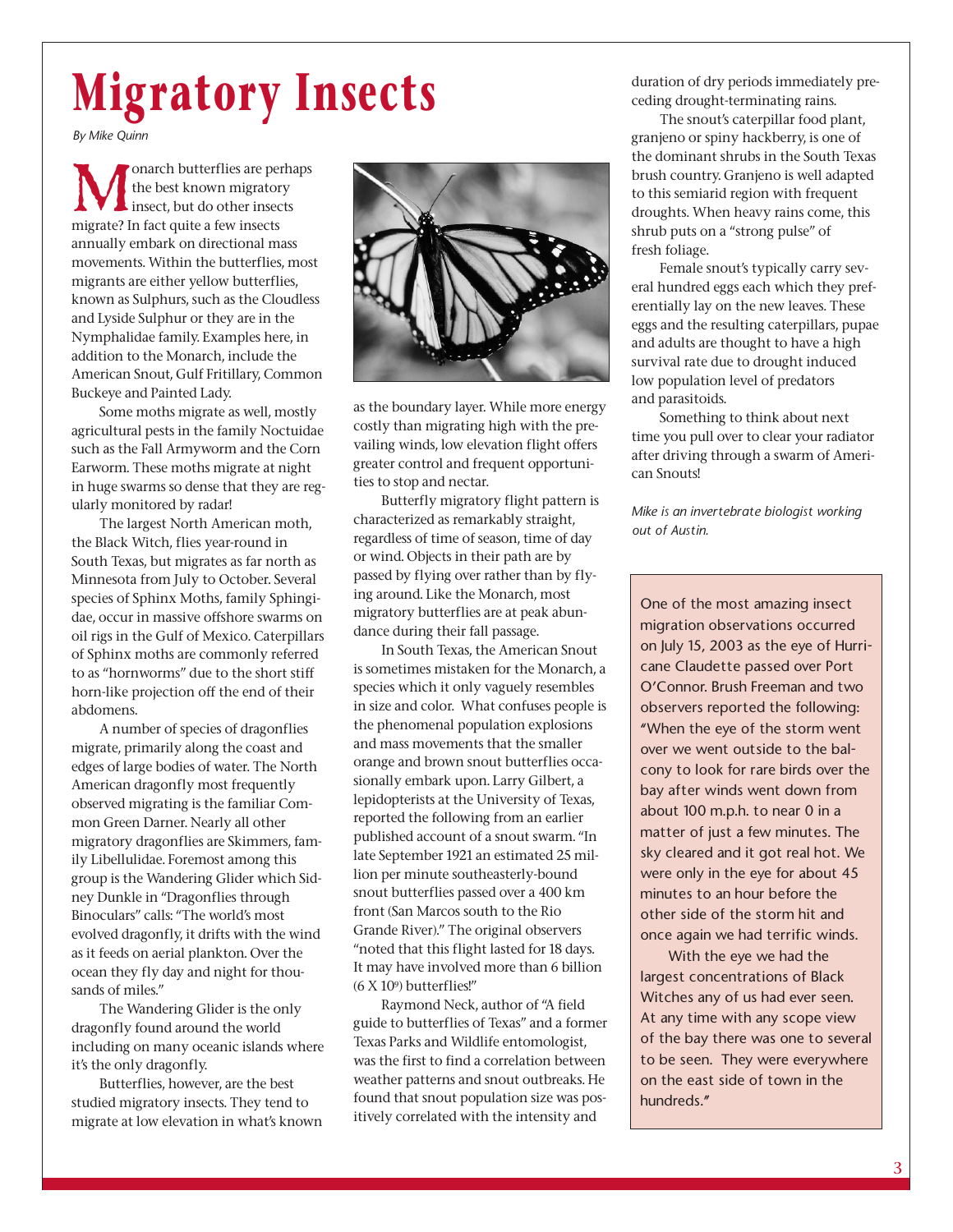# Migratory Insects

*By Mike Quinn*

Monarch butterflies are perhaps the best known migratory insect, but do other insects migrate? In fact quite a few insects annually embark on directional mass movements. Within the butterflies, most migrants are either yellow butterflies, known as Sulphurs, such as the Cloudless and Lyside Sulphur or they are in the Nymphalidae family. Examples here, in addition to the Monarch, include the American Snout, Gulf Fritillary, Common Buckeye and Painted Lady.

Some moths migrate as well, mostly agricultural pests in the family Noctuidae such as the Fall Armyworm and the Corn Earworm. These moths migrate at night in huge swarms so dense that they are regularly monitored by radar!

The largest North American moth, the Black Witch, flies year-round in South Texas, but migrates as far north as Minnesota from July to October. Several species of Sphinx Moths, family Sphingidae, occur in massive offshore swarms on oil rigs in the Gulf of Mexico. Caterpillars of Sphinx moths are commonly referred to as "hornworms" due to the short stiff horn-like projection off the end of their abdomens.

A number of species of dragonflies migrate, primarily along the coast and edges of large bodies of water. The North American dragonfly most frequently observed migrating is the familiar Common Green Darner. Nearly all other migratory dragonflies are Skimmers, family Libellulidae. Foremost among this group is the Wandering Glider which Sidney Dunkle in "Dragonflies through Binoculars" calls: "The world's most evolved dragonfly, it drifts with the wind as it feeds on aerial plankton. Over the ocean they fly day and night for thousands of miles."

The Wandering Glider is the only dragonfly found around the world including on many oceanic islands where it's the only dragonfly.

Butterflies, however, are the best studied migratory insects. They tend to migrate at low elevation in what's known as the boundary layer. While more energy costly than migrating high with the prevailing winds, low elevation flight offers greater control and frequent opportunities to stop and nectar.

Butterfly migratory flight pattern is characterized as remarkably straight, regardless of time of season, time of day or wind. Objects in their path are by passed by flying over rather than by flying around. Like the Monarch, most migratory butterflies are at peak abundance during their fall passage.

In South Texas, the American Snout is sometimes mistaken for the Monarch, a species which it only vaguely resembles in size and color. What confuses people is the phenomenal population explosions and mass movements that the smaller orange and brown snout butterflies occasionally embark upon. Larry Gilbert, a lepidopterists at the University of Texas, reported the following from an earlier published account of a snout swarm. "In late September 1921 an estimated 25 million per minute southeasterly-bound snout butterflies passed over a 400 km front (San Marcos south to the Rio Grande River)." The original observers "noted that this flight lasted for 18 days. It may have involved more than 6 billion ($6 \times 10^9$) butterflies!"

Raymond Neck, author of "A field guide to butterflies of Texas" and a former Texas Parks and Wildlife entomologist, was the first to find a correlation between weather patterns and snout outbreaks. He found that snout population size was positively correlated with the intensity and duration of dry periods immediately preceding drought-terminating rains.

The snout's caterpillar food plant, granjeno or spiny hackberry, is one of the dominant shrubs in the South Texas brush country. Granjeno is well adapted to this semiarid region with frequent droughts. When heavy rains come, this shrub puts on a "strong pulse" of fresh foliage.

Female snout's typically carry several hundred eggs each which they preferentially lay on the new leaves. These eggs and the resulting caterpillars, pupae and adults are thought to have a high survival rate due to drought induced low population level of predators and parasitoids.

Something to think about next time you pull over to clear your radiator after driving through a swarm of American Snouts!

*Mike is an invertebrate biologist working out of Austin.*

---

One of the most amazing insect migration observations occurred on July 15, 2003 as the eye of Hurricane Claudette passed over Port O'Connor. Brush Freeman and two observers reported the following: "When the eye of the storm went over we went outside to the balcony to look for rare birds over the bay after winds went down from about 100 m.p.h. to near 0 in a matter of just a few minutes. The sky cleared and it got real hot. We were only in the eye for about 45 minutes to an hour before the other side of the storm hit and once again we had terrific winds.

With the eye we had the largest concentrations of Black Witches any of us had ever seen. At any time with any scope view of the bay there was one to several to be seen. They were everywhere on the east side of town in the hundreds."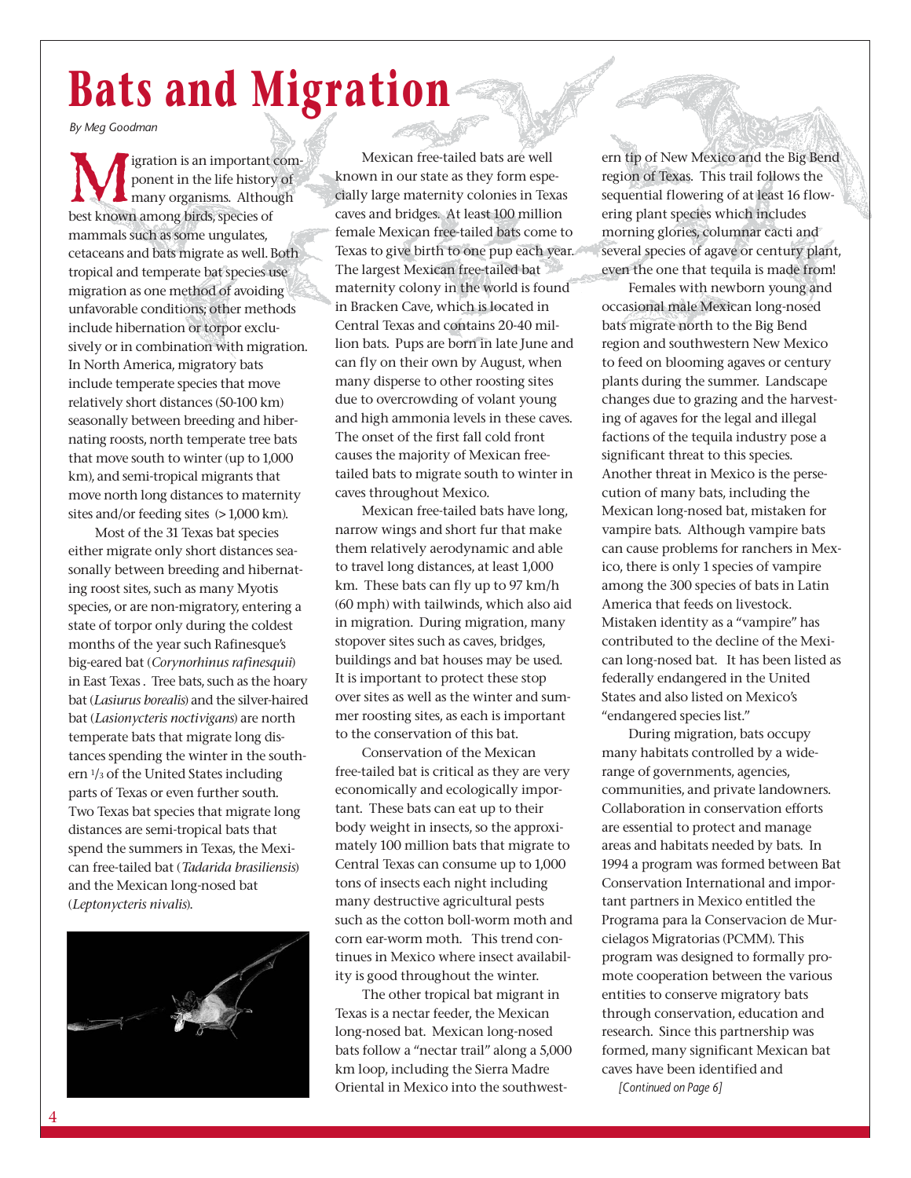# Bats and Migration

*By Meg Goodman*

Migration is an important component in the life history of many organisms. Although best known among birds, species of mammals such as some ungulates, cetaceans and bats migrate as well. Both tropical and temperate bat species use migration as one method of avoiding unfavorable conditions; other methods include hibernation or torpor exclusively or in combination with migration. In North America, migratory bats include temperate species that move relatively short distances (50-100 km) seasonally between breeding and hibernating roosts, north temperate tree bats that move south to winter (up to 1,000 km), and semi-tropical migrants that move north long distances to maternity sites and/or feeding sites (> 1,000 km).

Most of the 31 Texas bat species either migrate only short distances seasonally between breeding and hibernating roost sites, such as many Myotis species, or are non-migratory, entering a state of torpor only during the coldest months of the year such Rafinesque's big-eared bat (*Corynorhinus rafinesquii*) in East Texas . Tree bats, such as the hoary bat (*Lasiurus borealis*) and the silver-haired bat (*Lasionycteris noctivigans*) are north temperate bats that migrate long distances spending the winter in the southern 1/3 of the United States including parts of Texas or even further south. Two Texas bat species that migrate long distances are semi-tropical bats that spend the summers in Texas, the Mexican free-tailed bat (*Tadarida brasiliensis*) and the Mexican long-nosed bat (*Leptonycteris nivalis*).

Mexican free-tailed bats are well known in our state as they form especially large maternity colonies in Texas caves and bridges. At least 100 million female Mexican free-tailed bats come to Texas to give birth to one pup each year. The largest Mexican free-tailed bat maternity colony in the world is found in Bracken Cave, which is located in Central Texas and contains 20-40 million bats. Pups are born in late June and can fly on their own by August, when many disperse to other roosting sites due to overcrowding of volant young and high ammonia levels in these caves. The onset of the first fall cold front causes the majority of Mexican free-tailed bats to migrate south to winter in caves throughout Mexico.

Mexican free-tailed bats have long, narrow wings and short fur that make them relatively aerodynamic and able to travel long distances, at least 1,000 km. These bats can fly up to 97 km/h (60 mph) with tailwinds, which also aid in migration. During migration, many stopover sites such as caves, bridges, buildings and bat houses may be used. It is important to protect these stop over sites as well as the winter and summer roosting sites, as each is important to the conservation of this bat.

Conservation of the Mexican free-tailed bat is critical as they are very economically and ecologically important. These bats can eat up to their body weight in insects, so the approximately 100 million bats that migrate to Central Texas can consume up to 1,000 tons of insects each night including many destructive agricultural pests such as the cotton boll-worm moth and corn ear-worm moth. This trend continues in Mexico where insect availability is good throughout the winter.

The other tropical bat migrant in Texas is a nectar feeder, the Mexican long-nosed bat. Mexican long-nosed bats follow a "nectar trail" along a 5,000 km loop, including the Sierra Madre Oriental in Mexico into the southwestern tip of New Mexico and the Big Bend region of Texas. This trail follows the sequential flowering of at least 16 flowering plant species which includes morning glories, columnar cacti and several species of agave or century plant, even the one that tequila is made from!

Females with newborn young and occasional male Mexican long-nosed bats migrate north to the Big Bend region and southwestern New Mexico to feed on blooming agaves or century plants during the summer. Landscape changes due to grazing and the harvesting of agaves for the legal and illegal factions of the tequila industry pose a significant threat to this species. Another threat in Mexico is the persecution of many bats, including the Mexican long-nosed bat, mistaken for vampire bats. Although vampire bats can cause problems for ranchers in Mexico, there is only 1 species of vampire among the 300 species of bats in Latin America that feeds on livestock. Mistaken identity as a "vampire" has contributed to the decline of the Mexican long-nosed bat. It has been listed as federally endangered in the United States and also listed on Mexico's "endangered species list."

During migration, bats occupy many habitats controlled by a wide-range of governments, agencies, communities, and private landowners. Collaboration in conservation efforts are essential to protect and manage areas and habitats needed by bats. In 1994 a program was formed between Bat Conservation International and important partners in Mexico entitled the Programa para la Conservacion de Murcielagos Migratorias (PCMM). This program was designed to formally promote cooperation between the various entities to conserve migratory bats through conservation, education and research. Since this partnership was formed, many significant Mexican bat caves have been identified and

*[Continued on Page 6]*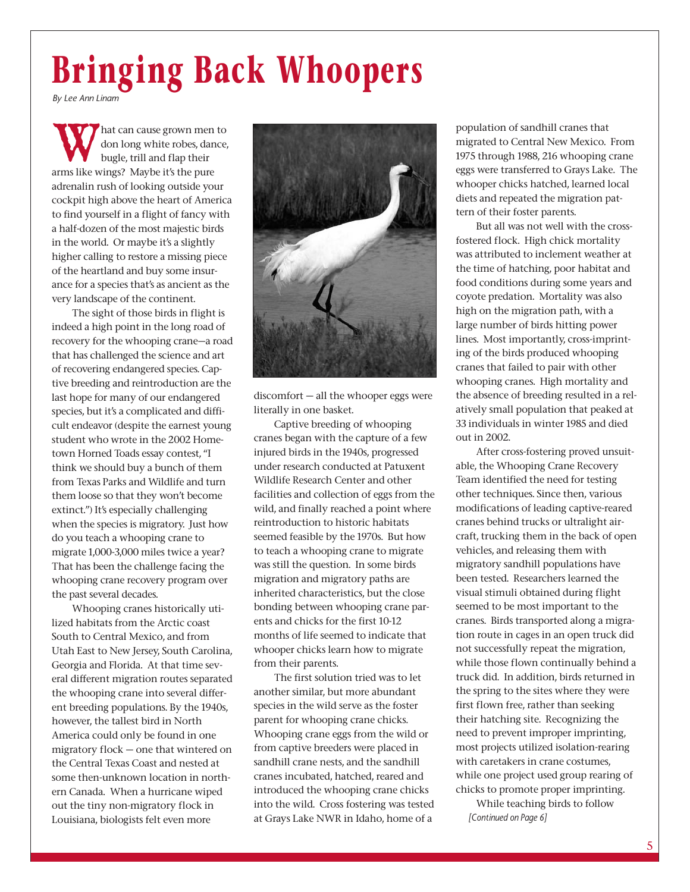# Bringing Back Whoopers

*By Lee Ann Linam*

What can cause grown men to don long white robes, dance, bugle, trill and flap their arms like wings? Maybe it's the pure adrenalin rush of looking outside your cockpit high above the heart of America to find yourself in a flight of fancy with a half-dozen of the most majestic birds in the world. Or maybe it's a slightly higher calling to restore a missing piece of the heartland and buy some insurance for a species that's as ancient as the very landscape of the continent.

The sight of those birds in flight is indeed a high point in the long road of recovery for the whooping crane—a road that has challenged the science and art of recovering endangered species. Captive breeding and reintroduction are the last hope for many of our endangered species, but it's a complicated and difficult endeavor (despite the earnest young student who wrote in the 2002 Hometown Horned Toads essay contest, "I think we should buy a bunch of them from Texas Parks and Wildlife and turn them loose so that they won't become extinct.") It's especially challenging when the species is migratory. Just how do you teach a whooping crane to migrate 1,000-3,000 miles twice a year? That has been the challenge facing the whooping crane recovery program over the past several decades.

Whooping cranes historically utilized habitats from the Arctic coast South to Central Mexico, and from Utah East to New Jersey, South Carolina, Georgia and Florida. At that time several different migration routes separated the whooping crane into several different breeding populations. By the 1940s, however, the tallest bird in North America could only be found in one migratory flock — one that wintered on the Central Texas Coast and nested at some then-unknown location in northern Canada. When a hurricane wiped out the tiny non-migratory flock in Louisiana, biologists felt even more discomfort — all the whooper eggs were literally in one basket.

Captive breeding of whooping cranes began with the capture of a few injured birds in the 1940s, progressed under research conducted at Patuxent Wildlife Research Center and other facilities and collection of eggs from the wild, and finally reached a point where reintroduction to historic habitats seemed feasible by the 1970s. But how to teach a whooping crane to migrate was still the question. In some birds migration and migratory paths are inherited characteristics, but the close bonding between whooping crane parents and chicks for the first 10-12 months of life seemed to indicate that whooper chicks learn how to migrate from their parents.

The first solution tried was to let another similar, but more abundant species in the wild serve as the foster parent for whooping crane chicks. Whooping crane eggs from the wild or from captive breeders were placed in sandhill crane nests, and the sandhill cranes incubated, hatched, reared and introduced the whooping crane chicks into the wild. Cross fostering was tested at Grays Lake NWR in Idaho, home of a population of sandhill cranes that migrated to Central New Mexico. From 1975 through 1988, 216 whooping crane eggs were transferred to Grays Lake. The whooper chicks hatched, learned local diets and repeated the migration pattern of their foster parents.

But all was not well with the cross-fostered flock. High chick mortality was attributed to inclement weather at the time of hatching, poor habitat and food conditions during some years and coyote predation. Mortality was also high on the migration path, with a large number of birds hitting power lines. Most importantly, cross-imprinting of the birds produced whooping cranes that failed to pair with other whooping cranes. High mortality and the absence of breeding resulted in a relatively small population that peaked at 33 individuals in winter 1985 and died out in 2002.

After cross-fostering proved unsuitable, the Whooping Crane Recovery Team identified the need for testing other techniques. Since then, various modifications of leading captive-reared cranes behind trucks or ultralight aircraft, trucking them in the back of open vehicles, and releasing them with migratory sandhill populations have been tested. Researchers learned the visual stimuli obtained during flight seemed to be most important to the cranes. Birds transported along a migration route in cages in an open truck did not successfully repeat the migration, while those flown continually behind a truck did. In addition, birds returned in the spring to the sites where they were first flown free, rather than seeking their hatching site. Recognizing the need to prevent improper imprinting, most projects utilized isolation-rearing with caretakers in crane costumes, while one project used group rearing of chicks to promote proper imprinting.

While teaching birds to follow

*[Continued on Page 6]*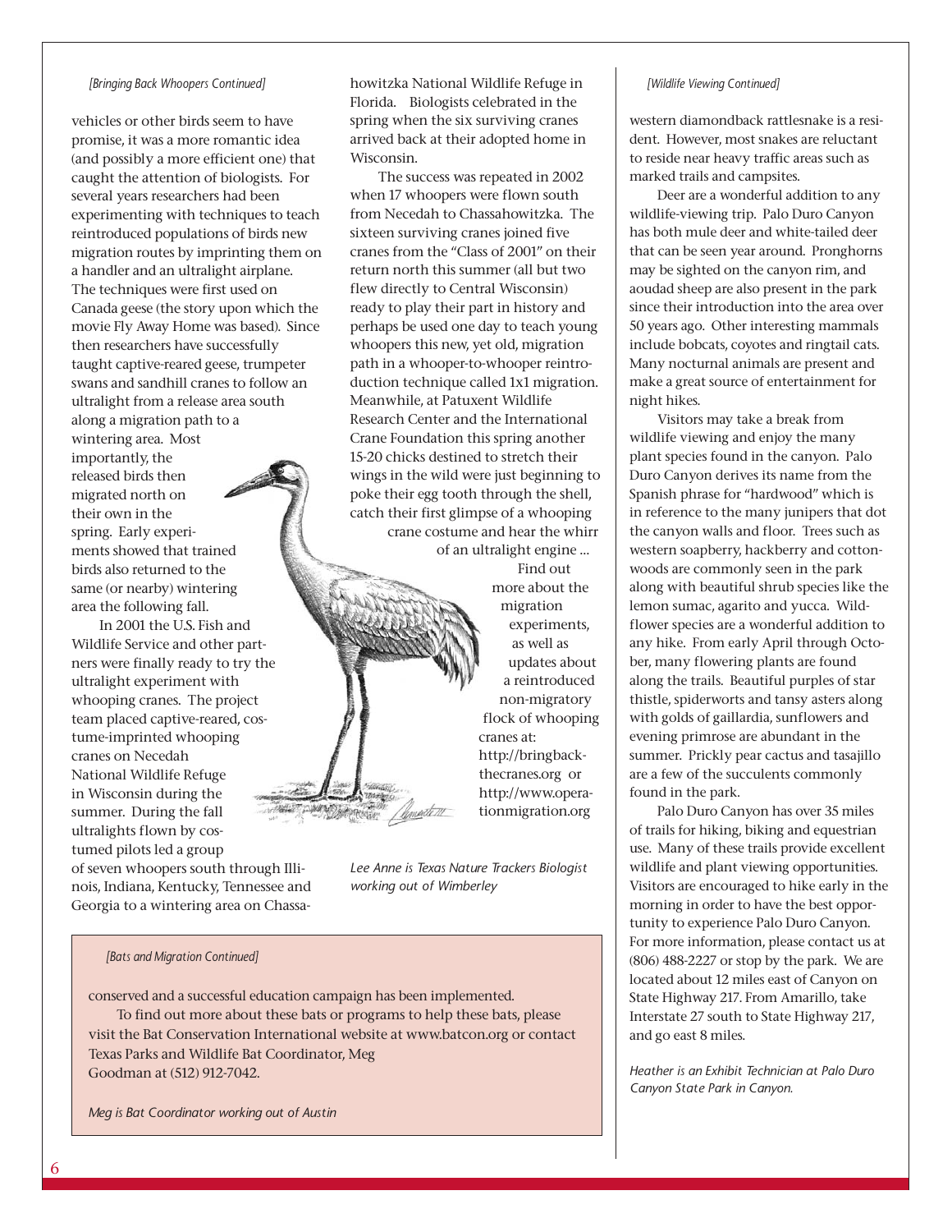*[Bringing Back Whoopers Continued]*

vehicles or other birds seem to have promise, it was a more romantic idea (and possibly a more efficient one) that caught the attention of biologists. For several years researchers had been experimenting with techniques to teach reintroduced populations of birds new migration routes by imprinting them on a handler and an ultralight airplane. The techniques were first used on Canada geese (the story upon which the movie Fly Away Home was based). Since then researchers have successfully taught captive-reared geese, trumpeter swans and sandhill cranes to follow an ultralight from a release area south along a migration path to a wintering area. Most importantly, the released birds then migrated north on their own in the spring. Early experiments showed that trained birds also returned to the same (or nearby) wintering area the following fall.

In 2001 the U.S. Fish and Wildlife Service and other partners were finally ready to try the ultralight experiment with whooping cranes. The project team placed captive-reared, costume-imprinted whooping cranes on Necedah National Wildlife Refuge in Wisconsin during the summer. During the fall ultralights flown by costumed pilots led a group of seven whoopers south through Illinois, Indiana, Kentucky, Tennessee and Georgia to a wintering area on Chassahowitzka National Wildlife Refuge in Florida. Biologists celebrated in the spring when the six surviving cranes arrived back at their adopted home in Wisconsin.

The success was repeated in 2002 when 17 whoopers were flown south from Necedah to Chassahowitzka. The sixteen surviving cranes joined five cranes from the "Class of 2001" on their return north this summer (all but two flew directly to Central Wisconsin) ready to play their part in history and perhaps be used one day to teach young whoopers this new, yet old, migration path in a whooper-to-whooper reintroduction technique called 1x1 migration. Meanwhile, at Patuxent Wildlife Research Center and the International Crane Foundation this spring another 15-20 chicks destined to stretch their wings in the wild were just beginning to poke their egg tooth through the shell, catch their first glimpse of a whooping crane costume and hear the whirr of an ultralight engine ...

Find out more about the migration experiments, as well as updates about a reintroduced non-migratory flock of whooping cranes at: http://bringbackthecranes.org or http://www.operationmigration.org

*Lee Anne is Texas Nature Trackers Biologist working out of Wimberley*

*[Bats and Migration Continued]*

conserved and a successful education campaign has been implemented.

To find out more about these bats or programs to help these bats, please visit the Bat Conservation International website at www.batcon.org or contact Texas Parks and Wildlife Bat Coordinator, Meg Goodman at (512) 912-7042.

*Meg is Bat Coordinator working out of Austin*

*[Wildlife Viewing Continued]*

western diamondback rattlesnake is a resident. However, most snakes are reluctant to reside near heavy traffic areas such as marked trails and campsites.

Deer are a wonderful addition to any wildlife-viewing trip. Palo Duro Canyon has both mule deer and white-tailed deer that can be seen year around. Pronghorns may be sighted on the canyon rim, and aoudad sheep are also present in the park since their introduction into the area over 50 years ago. Other interesting mammals include bobcats, coyotes and ringtail cats. Many nocturnal animals are present and make a great source of entertainment for night hikes.

Visitors may take a break from wildlife viewing and enjoy the many plant species found in the canyon. Palo Duro Canyon derives its name from the Spanish phrase for "hardwood" which is in reference to the many junipers that dot the canyon walls and floor. Trees such as western soapberry, hackberry and cottonwoods are commonly seen in the park along with beautiful shrub species like the lemon sumac, agarito and yucca. Wildflower species are a wonderful addition to any hike. From early April through October, many flowering plants are found along the trails. Beautiful purples of star thistle, spiderworts and tansy asters along with golds of gaillardia, sunflowers and evening primrose are abundant in the summer. Prickly pear cactus and tasajillo are a few of the succulents commonly found in the park.

Palo Duro Canyon has over 35 miles of trails for hiking, biking and equestrian use. Many of these trails provide excellent wildlife and plant viewing opportunities. Visitors are encouraged to hike early in the morning in order to have the best opportunity to experience Palo Duro Canyon. For more information, please contact us at (806) 488-2227 or stop by the park. We are located about 12 miles east of Canyon on State Highway 217. From Amarillo, take Interstate 27 south to State Highway 217, and go east 8 miles.

*Heather is an Exhibit Technician at Palo Duro Canyon State Park in Canyon.*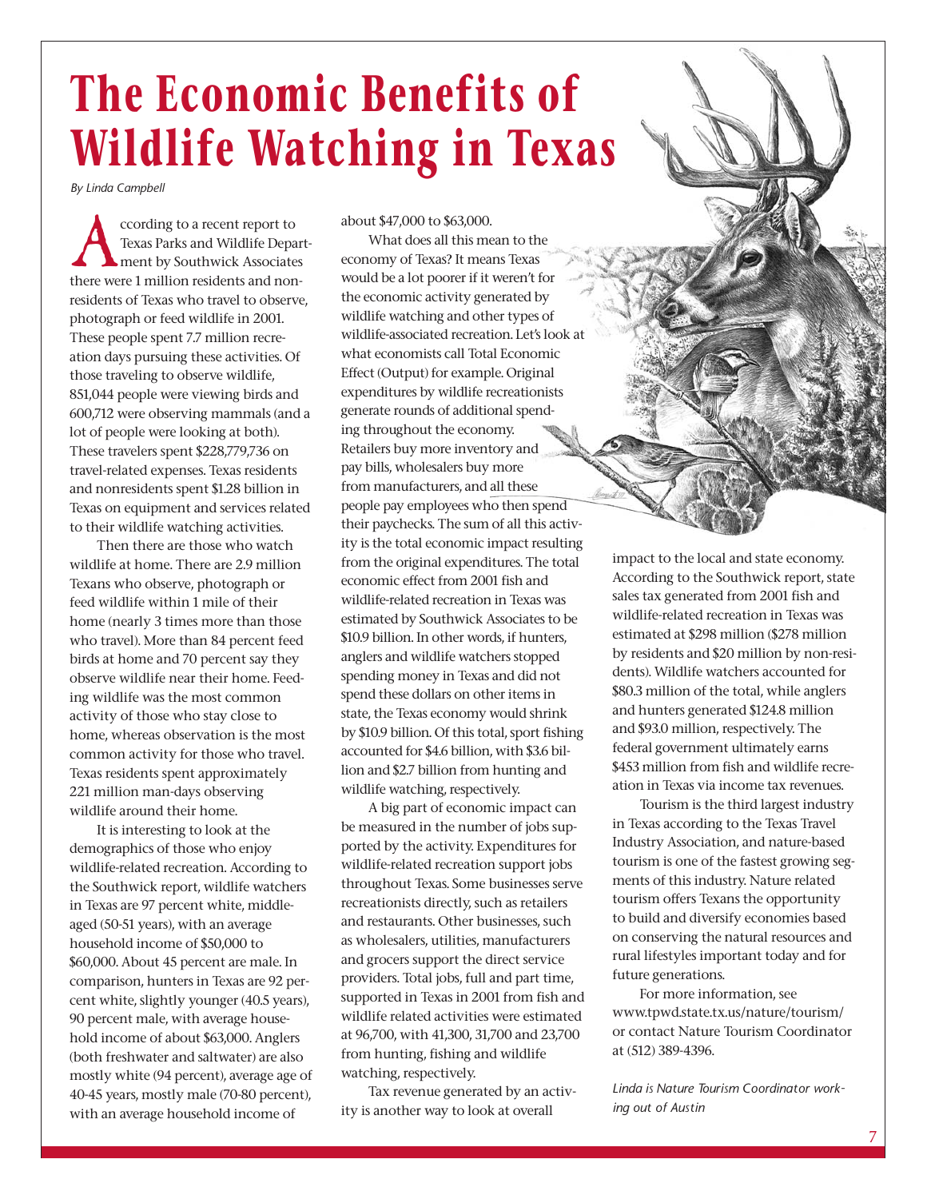# The Economic Benefits of Wildlife Watching in Texas

*By Linda Campbell*

According to a recent report to Texas Parks and Wildlife Department by Southwick Associates there were 1 million residents and nonresidents of Texas who travel to observe, photograph or feed wildlife in 2001. These people spent 7.7 million recreation days pursuing these activities. Of those traveling to observe wildlife, 851,044 people were viewing birds and 600,712 were observing mammals (and a lot of people were looking at both). These travelers spent $228,779,736 on travel-related expenses. Texas residents and nonresidents spent $1.28 billion in Texas on equipment and services related to their wildlife watching activities.

Then there are those who watch wildlife at home. There are 2.9 million Texans who observe, photograph or feed wildlife within 1 mile of their home (nearly 3 times more than those who travel). More than 84 percent feed birds at home and 70 percent say they observe wildlife near their home. Feeding wildlife was the most common activity of those who stay close to home, whereas observation is the most common activity for those who travel. Texas residents spent approximately 221 million man-days observing wildlife around their home.

It is interesting to look at the demographics of those who enjoy wildlife-related recreation. According to the Southwick report, wildlife watchers in Texas are 97 percent white, middle-aged (50-51 years), with an average household income of $50,000 to $60,000. About 45 percent are male. In comparison, hunters in Texas are 92 percent white, slightly younger (40.5 years), 90 percent male, with average household income of about $63,000. Anglers (both freshwater and saltwater) are also mostly white (94 percent), average age of 40-45 years, mostly male (70-80 percent), with an average household income of about $47,000 to $63,000.

What does all this mean to the economy of Texas? It means Texas would be a lot poorer if it weren't for the economic activity generated by wildlife watching and other types of wildlife-associated recreation. Let's look at what economists call Total Economic Effect (Output) for example. Original expenditures by wildlife recreationists generate rounds of additional spending throughout the economy. Retailers buy more inventory and pay bills, wholesalers buy more from manufacturers, and all these people pay employees who then spend their paychecks. The sum of all this activity is the total economic impact resulting from the original expenditures. The total economic effect from 2001 fish and wildlife-related recreation in Texas was estimated by Southwick Associates to be $10.9 billion. In other words, if hunters, anglers and wildlife watchers stopped spending money in Texas and did not spend these dollars on other items in state, the Texas economy would shrink by $10.9 billion. Of this total, sport fishing accounted for $4.6 billion, with $3.6 billion and $2.7 billion from hunting and wildlife watching, respectively.

A big part of economic impact can be measured in the number of jobs supported by the activity. Expenditures for wildlife-related recreation support jobs throughout Texas. Some businesses serve recreationists directly, such as retailers and restaurants. Other businesses, such as wholesalers, utilities, manufacturers and grocers support the direct service providers. Total jobs, full and part time, supported in Texas in 2001 from fish and wildlife related activities were estimated at 96,700, with 41,300, 31,700 and 23,700 from hunting, fishing and wildlife watching, respectively.

Tax revenue generated by an activity is another way to look at overall impact to the local and state economy. According to the Southwick report, state sales tax generated from 2001 fish and wildlife-related recreation in Texas was estimated at $298 million ($278 million by residents and $20 million by non-residents). Wildlife watchers accounted for $80.3 million of the total, while anglers and hunters generated $124.8 million and $93.0 million, respectively. The federal government ultimately earns $453 million from fish and wildlife recreation in Texas via income tax revenues.

Tourism is the third largest industry in Texas according to the Texas Travel Industry Association, and nature-based tourism is one of the fastest growing segments of this industry. Nature related tourism offers Texans the opportunity to build and diversify economies based on conserving the natural resources and rural lifestyles important today and for future generations.

For more information, see www.tpwd.state.tx.us/nature/tourism/ or contact Nature Tourism Coordinator at (512) 389-4396.

*Linda is Nature Tourism Coordinator working out of Austin*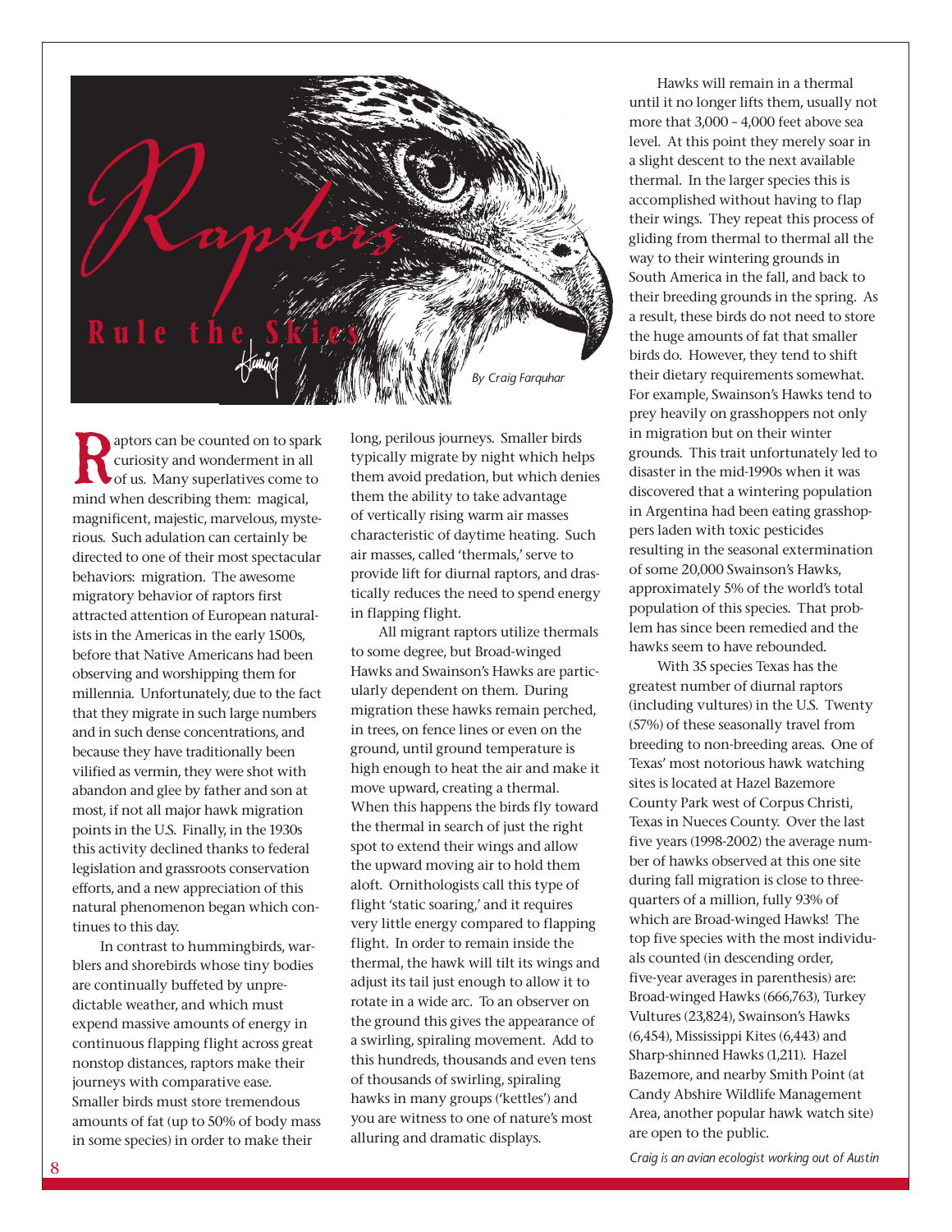# Raptors Rule the Skies

*By Craig Farquhar*

Raptors can be counted on to spark curiosity and wonderment in all of us. Many superlatives come to mind when describing them: magical, magnificent, majestic, marvelous, mysterious. Such adulation can certainly be directed to one of their most spectacular behaviors: migration. The awesome migratory behavior of raptors first attracted attention of European naturalists in the Americas in the early 1500s, before that Native Americans had been observing and worshipping them for millennia. Unfortunately, due to the fact that they migrate in such large numbers and in such dense concentrations, and because they have traditionally been vilified as vermin, they were shot with abandon and glee by father and son at most, if not all major hawk migration points in the U.S. Finally, in the 1930s this activity declined thanks to federal legislation and grassroots conservation efforts, and a new appreciation of this natural phenomenon began which continues to this day.

In contrast to hummingbirds, warblers and shorebirds whose tiny bodies are continually buffeted by unpredictable weather, and which must expend massive amounts of energy in continuous flapping flight across great nonstop distances, raptors make their journeys with comparative ease. Smaller birds must store tremendous amounts of fat (up to 50% of body mass in some species) in order to make their long, perilous journeys. Smaller birds typically migrate by night which helps them avoid predation, but which denies them the ability to take advantage of vertically rising warm air masses characteristic of daytime heating. Such air masses, called 'thermals,' serve to provide lift for diurnal raptors, and drastically reduces the need to spend energy in flapping flight.

All migrant raptors utilize thermals to some degree, but Broad-winged Hawks and Swainson's Hawks are particularly dependent on them. During migration these hawks remain perched, in trees, on fence lines or even on the ground, until ground temperature is high enough to heat the air and make it move upward, creating a thermal. When this happens the birds fly toward the thermal in search of just the right spot to extend their wings and allow the upward moving air to hold them aloft. Ornithologists call this type of flight 'static soaring,' and it requires very little energy compared to flapping flight. In order to remain inside the thermal, the hawk will tilt its wings and adjust its tail just enough to allow it to rotate in a wide arc. To an observer on the ground this gives the appearance of a swirling, spiraling movement. Add to this hundreds, thousands and even tens of thousands of swirling, spiraling hawks in many groups ('kettles') and you are witness to one of nature's most alluring and dramatic displays.

Hawks will remain in a thermal until it no longer lifts them, usually not more that 3,000 – 4,000 feet above sea level. At this point they merely soar in a slight descent to the next available thermal. In the larger species this is accomplished without having to flap their wings. They repeat this process of gliding from thermal to thermal all the way to their wintering grounds in South America in the fall, and back to their breeding grounds in the spring. As a result, these birds do not need to store the huge amounts of fat that smaller birds do. However, they tend to shift their dietary requirements somewhat. For example, Swainson's Hawks tend to prey heavily on grasshoppers not only in migration but on their winter grounds. This trait unfortunately led to disaster in the mid-1990s when it was discovered that a wintering population in Argentina had been eating grasshoppers laden with toxic pesticides resulting in the seasonal extermination of some 20,000 Swainson's Hawks, approximately 5% of the world's total population of this species. That problem has since been remedied and the hawks seem to have rebounded.

With 35 species Texas has the greatest number of diurnal raptors (including vultures) in the U.S. Twenty (57%) of these seasonally travel from breeding to non-breeding areas. One of Texas' most notorious hawk watching sites is located at Hazel Bazemore County Park west of Corpus Christi, Texas in Nueces County. Over the last five years (1998-2002) the average number of hawks observed at this one site during fall migration is close to three-quarters of a million, fully 93% of which are Broad-winged Hawks! The top five species with the most individuals counted (in descending order, five-year averages in parenthesis) are: Broad-winged Hawks (666,763), Turkey Vultures (23,824), Swainson's Hawks (6,454), Mississippi Kites (6,443) and Sharp-shinned Hawks (1,211). Hazel Bazemore, and nearby Smith Point (at Candy Abshire Wildlife Management Area, another popular hawk watch site) are open to the public.

*Craig is an avian ecologist working out of Austin*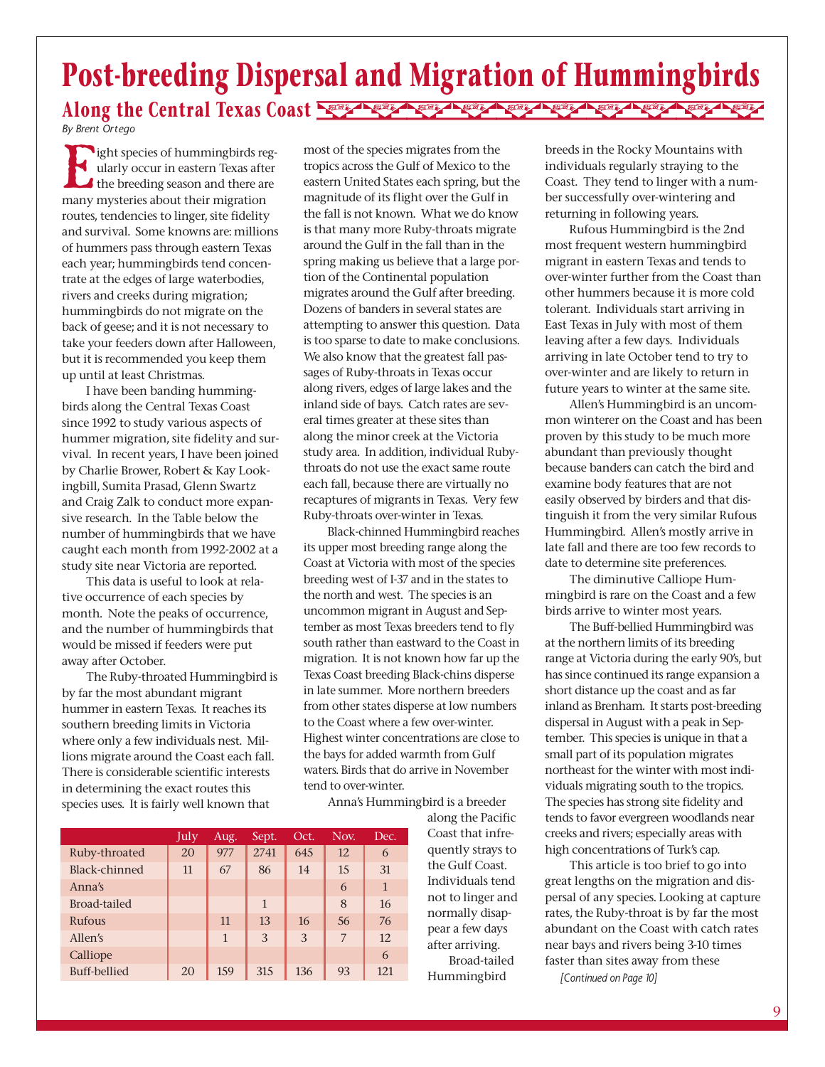# Post-breeding Dispersal and Migration of Hummingbirds

## Along the Central Texas Coast

*By Brent Ortego*

Eight species of hummingbirds regularly occur in eastern Texas after the breeding season and there are many mysteries about their migration routes, tendencies to linger, site fidelity and survival. Some knowns are: millions of hummers pass through eastern Texas each year; hummingbirds tend concentrate at the edges of large waterbodies, rivers and creeks during migration; hummingbirds do not migrate on the back of geese; and it is not necessary to take your feeders down after Halloween, but it is recommended you keep them up until at least Christmas.

I have been banding hummingbirds along the Central Texas Coast since 1992 to study various aspects of hummer migration, site fidelity and survival. In recent years, I have been joined by Charlie Brower, Robert & Kay Lookingbill, Sumita Prasad, Glenn Swartz and Craig Zalk to conduct more expansive research. In the Table below the number of hummingbirds that we have caught each month from 1992-2002 at a study site near Victoria are reported.

This data is useful to look at relative occurrence of each species by month. Note the peaks of occurrence, and the number of hummingbirds that would be missed if feeders were put away after October.

The Ruby-throated Hummingbird is by far the most abundant migrant hummer in eastern Texas. It reaches its southern breeding limits in Victoria where only a few individuals nest. Millions migrate around the Coast each fall. There is considerable scientific interests in determining the exact routes this species uses. It is fairly well known that most of the species migrates from the tropics across the Gulf of Mexico to the eastern United States each spring, but the magnitude of its flight over the Gulf in the fall is not known. What we do know is that many more Ruby-throats migrate around the Gulf in the fall than in the spring making us believe that a large portion of the Continental population migrates around the Gulf after breeding. Dozens of banders in several states are attempting to answer this question. Data is too sparse to date to make conclusions. We also know that the greatest fall passages of Ruby-throats in Texas occur along rivers, edges of large lakes and the inland side of bays. Catch rates are several times greater at these sites than along the minor creek at the Victoria study area. In addition, individual Ruby-throats do not use the exact same route each fall, because there are virtually no recaptures of migrants in Texas. Very few Ruby-throats over-winter in Texas.

Black-chinned Hummingbird reaches its upper most breeding range along the Coast at Victoria with most of the species breeding west of I-37 and in the states to the north and west. The species is an uncommon migrant in August and September as most Texas breeders tend to fly south rather than eastward to the Coast in migration. It is not known how far up the Texas Coast breeding Black-chins disperse in late summer. More northern breeders from other states disperse at low numbers to the Coast where a few over-winter. Highest winter concentrations are close to the bays for added warmth from Gulf waters. Birds that do arrive in November tend to over-winter.

Anna's Hummingbird is a breeder along the Pacific Coast that infrequently strays to the Gulf Coast. Individuals tend not to linger and normally disappear a few days after arriving.

|  | July | Aug. | Sept. | Oct. | Nov. | Dec. |
|---|---|---|---|---|---|---|
| Ruby-throated | 20 | 977 | 2741 | 645 | 12 | 6 |
| Black-chinned | 11 | 67 | 86 | 14 | 15 | 31 |
| Anna's |  |  |  |  | 6 | 1 |
| Broad-tailed |  |  | 1 |  | 8 | 16 |
| Rufous |  | 11 | 13 | 16 | 56 | 76 |
| Allen's |  | 1 | 3 | 3 | 7 | 12 |
| Calliope |  |  |  |  |  | 6 |
| Buff-bellied | 20 | 159 | 315 | 136 | 93 | 121 |

Broad-tailed Hummingbird breeds in the Rocky Mountains with individuals regularly straying to the Coast. They tend to linger with a number successfully over-wintering and returning in following years.

Rufous Hummingbird is the 2nd most frequent western hummingbird migrant in eastern Texas and tends to over-winter further from the Coast than other hummers because it is more cold tolerant. Individuals start arriving in East Texas in July with most of them leaving after a few days. Individuals arriving in late October tend to try to over-winter and are likely to return in future years to winter at the same site.

Allen's Hummingbird is an uncommon winterer on the Coast and has been proven by this study to be much more abundant than previously thought because banders can catch the bird and examine body features that are not easily observed by birders and that distinguish it from the very similar Rufous Hummingbird. Allen's mostly arrive in late fall and there are too few records to date to determine site preferences.

The diminutive Calliope Hummingbird is rare on the Coast and a few birds arrive to winter most years.

The Buff-bellied Hummingbird was at the northern limits of its breeding range at Victoria during the early 90's, but has since continued its range expansion a short distance up the coast and as far inland as Brenham. It starts post-breeding dispersal in August with a peak in September. This species is unique in that a small part of its population migrates northeast for the winter with most individuals migrating south to the tropics. The species has strong site fidelity and tends to favor evergreen woodlands near creeks and rivers; especially areas with high concentrations of Turk's cap.

This article is too brief to go into great lengths on the migration and dispersal of any species. Looking at capture rates, the Ruby-throat is by far the most abundant on the Coast with catch rates near bays and rivers being 3-10 times faster than sites away from these

*[Continued on Page 10]*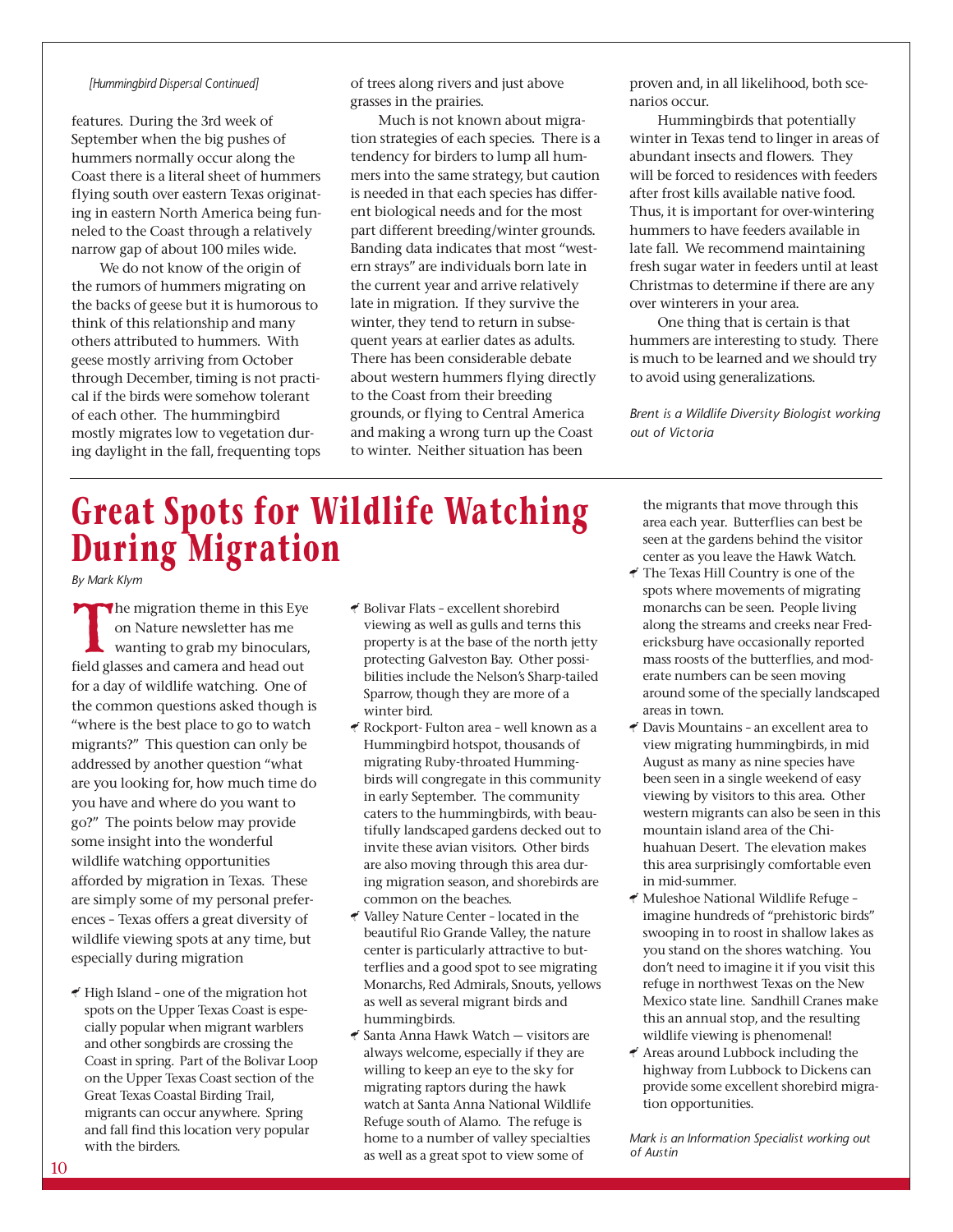*[Hummingbird Dispersal Continued]*

features. During the 3rd week of September when the big pushes of hummers normally occur along the Coast there is a literal sheet of hummers flying south over eastern Texas originating in eastern North America being funneled to the Coast through a relatively narrow gap of about 100 miles wide.

We do not know of the origin of the rumors of hummers migrating on the backs of geese but it is humorous to think of this relationship and many others attributed to hummers. With geese mostly arriving from October through December, timing is not practical if the birds were somehow tolerant of each other. The hummingbird mostly migrates low to vegetation during daylight in the fall, frequenting tops of trees along rivers and just above grasses in the prairies.

Much is not known about migration strategies of each species. There is a tendency for birders to lump all hummers into the same strategy, but caution is needed in that each species has different biological needs and for the most part different breeding/winter grounds. Banding data indicates that most "western strays" are individuals born late in the current year and arrive relatively late in migration. If they survive the winter, they tend to return in subsequent years at earlier dates as adults. There has been considerable debate about western hummers flying directly to the Coast from their breeding grounds, or flying to Central America and making a wrong turn up the Coast to winter. Neither situation has been proven and, in all likelihood, both scenarios occur.

Hummingbirds that potentially winter in Texas tend to linger in areas of abundant insects and flowers. They will be forced to residences with feeders after frost kills available native food. Thus, it is important for over-wintering hummers to have feeders available in late fall. We recommend maintaining fresh sugar water in feeders until at least Christmas to determine if there are any over winterers in your area.

One thing that is certain is that hummers are interesting to study. There is much to be learned and we should try to avoid using generalizations.

*Brent is a Wildlife Diversity Biologist working out of Victoria*

# Great Spots for Wildlife Watching During Migration

*By Mark Klym*

The migration theme in this Eye on Nature newsletter has me wanting to grab my binoculars, field glasses and camera and head out for a day of wildlife watching. One of the common questions asked though is "where is the best place to go to watch migrants?" This question can only be addressed by another question "what are you looking for, how much time do you have and where do you want to go?" The points below may provide some insight into the wonderful wildlife watching opportunities afforded by migration in Texas. These are simply some of my personal preferences – Texas offers a great diversity of wildlife viewing spots at any time, but especially during migration

- High Island – one of the migration hot spots on the Upper Texas Coast is especially popular when migrant warblers and other songbirds are crossing the Coast in spring. Part of the Bolivar Loop on the Upper Texas Coast section of the Great Texas Coastal Birding Trail, migrants can occur anywhere. Spring and fall find this location very popular with the birders.
- Bolivar Flats – excellent shorebird viewing as well as gulls and terns this property is at the base of the north jetty protecting Galveston Bay. Other possibilities include the Nelson's Sharp-tailed Sparrow, though they are more of a winter bird.
- Rockport- Fulton area – well known as a Hummingbird hotspot, thousands of migrating Ruby-throated Hummingbirds will congregate in this community in early September. The community caters to the hummingbirds, with beautifully landscaped gardens decked out to invite these avian visitors. Other birds are also moving through this area during migration season, and shorebirds are common on the beaches.
- Valley Nature Center – located in the beautiful Rio Grande Valley, the nature center is particularly attractive to butterflies and a good spot to see migrating Monarchs, Red Admirals, Snouts, yellows as well as several migrant birds and hummingbirds.
- Santa Anna Hawk Watch — visitors are always welcome, especially if they are willing to keep an eye to the sky for migrating raptors during the hawk watch at Santa Anna National Wildlife Refuge south of Alamo. The refuge is home to a number of valley specialties as well as a great spot to view some of the migrants that move through this area each year. Butterflies can best be seen at the gardens behind the visitor center as you leave the Hawk Watch.
- The Texas Hill Country is one of the spots where movements of migrating monarchs can be seen. People living along the streams and creeks near Fredericksburg have occasionally reported mass roosts of the butterflies, and moderate numbers can be seen moving around some of the specially landscaped areas in town.
- Davis Mountains – an excellent area to view migrating hummingbirds, in mid August as many as nine species have been seen in a single weekend of easy viewing by visitors to this area. Other western migrants can also be seen in this mountain island area of the Chihuahuan Desert. The elevation makes this area surprisingly comfortable even in mid-summer.
- Muleshoe National Wildlife Refuge – imagine hundreds of "prehistoric birds" swooping in to roost in shallow lakes as you stand on the shores watching. You don't need to imagine it if you visit this refuge in northwest Texas on the New Mexico state line. Sandhill Cranes make this an annual stop, and the resulting wildlife viewing is phenomenal!
- Areas around Lubbock including the highway from Lubbock to Dickens can provide some excellent shorebird migration opportunities.

*Mark is an Information Specialist working out of Austin*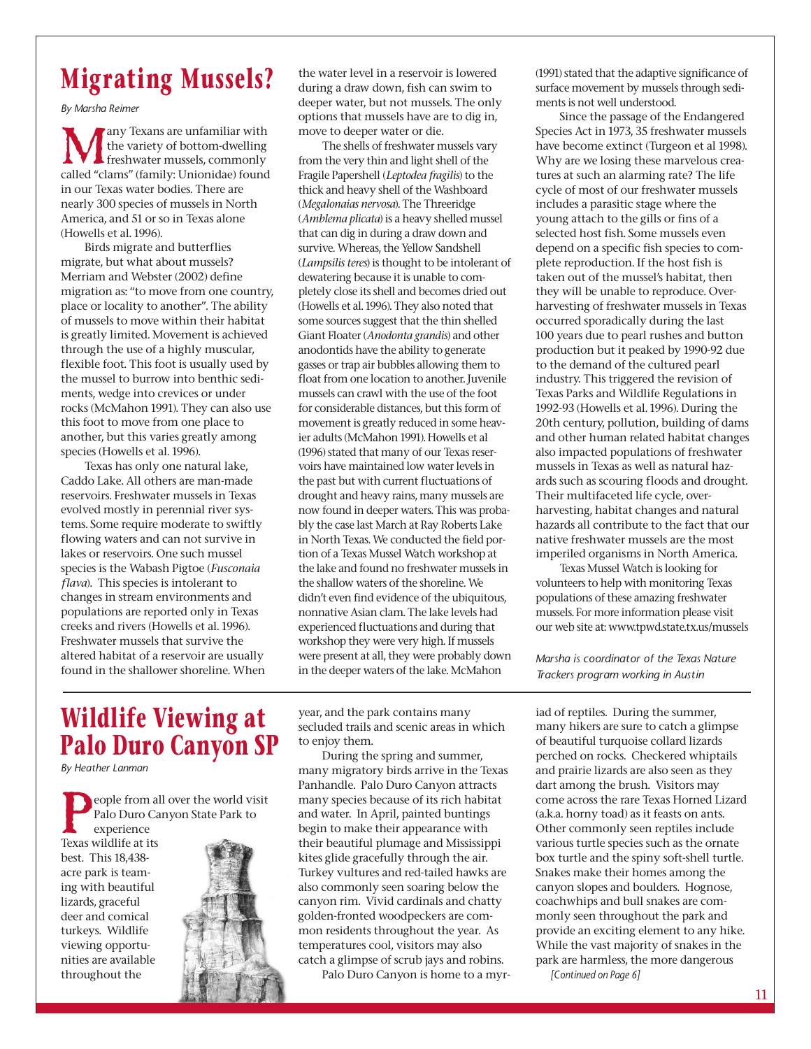# Migrating Mussels?

*By Marsha Reimer*

Many Texans are unfamiliar with the variety of bottom-dwelling freshwater mussels, commonly called "clams" (family: Unionidae) found in our Texas water bodies. There are nearly 300 species of mussels in North America, and 51 or so in Texas alone (Howells et al. 1996).

Birds migrate and butterflies migrate, but what about mussels? Merriam and Webster (2002) define migration as: "to move from one country, place or locality to another". The ability of mussels to move within their habitat is greatly limited. Movement is achieved through the use of a highly muscular, flexible foot. This foot is usually used by the mussel to burrow into benthic sediments, wedge into crevices or under rocks (McMahon 1991). They can also use this foot to move from one place to another, but this varies greatly among species (Howells et al. 1996).

Texas has only one natural lake, Caddo Lake. All others are man-made reservoirs. Freshwater mussels in Texas evolved mostly in perennial river systems. Some require moderate to swiftly flowing waters and can not survive in lakes or reservoirs. One such mussel species is the Wabash Pigtoe (*Fusconaia flava*). This species is intolerant to changes in stream environments and populations are reported only in Texas creeks and rivers (Howells et al. 1996). Freshwater mussels that survive the altered habitat of a reservoir are usually found in the shallower shoreline. When the water level in a reservoir is lowered during a draw down, fish can swim to deeper water, but not mussels. The only options that mussels have are to dig in, move to deeper water or die.

The shells of freshwater mussels vary from the very thin and light shell of the Fragile Papershell (*Leptodea fragilis*) to the thick and heavy shell of the Washboard (*Megalonaias nervosa*). The Threeridge (*Amblema plicata*) is a heavy shelled mussel that can dig in during a draw down and survive. Whereas, the Yellow Sandshell (*Lampsilis teres*) is thought to be intolerant of dewatering because it is unable to completely close its shell and becomes dried out (Howells et al. 1996). They also noted that some sources suggest that the thin shelled Giant Floater (*Anodonta grandis*) and other anodontids have the ability to generate gasses or trap air bubbles allowing them to float from one location to another. Juvenile mussels can crawl with the use of the foot for considerable distances, but this form of movement is greatly reduced in some heavier adults (McMahon 1991). Howells et al (1996) stated that many of our Texas reservoirs have maintained low water levels in the past but with current fluctuations of drought and heavy rains, many mussels are now found in deeper waters. This was probably the case last March at Ray Roberts Lake in North Texas. We conducted the field portion of a Texas Mussel Watch workshop at the lake and found no freshwater mussels in the shallow waters of the shoreline. We didn't even find evidence of the ubiquitous, nonnative Asian clam. The lake levels had experienced fluctuations and during that workshop they were very high. If mussels were present at all, they were probably down in the deeper waters of the lake. McMahon (1991) stated that the adaptive significance of surface movement by mussels through sediments is not well understood.

Since the passage of the Endangered Species Act in 1973, 35 freshwater mussels have become extinct (Turgeon et al 1998). Why are we losing these marvelous creatures at such an alarming rate? The life cycle of most of our freshwater mussels includes a parasitic stage where the young attach to the gills or fins of a selected host fish. Some mussels even depend on a specific fish species to complete reproduction. If the host fish is taken out of the mussel's habitat, then they will be unable to reproduce. Overharvesting of freshwater mussels in Texas occurred sporadically during the last 100 years due to pearl rushes and button production but it peaked by 1990-92 due to the demand of the cultured pearl industry. This triggered the revision of Texas Parks and Wildlife Regulations in 1992-93 (Howells et al. 1996). During the 20th century, pollution, building of dams and other human related habitat changes also impacted populations of freshwater mussels in Texas as well as natural hazards such as scouring floods and drought. Their multifaceted life cycle, overharvesting, habitat changes and natural hazards all contribute to the fact that our native freshwater mussels are the most imperiled organisms in North America.

Texas Mussel Watch is looking for volunteers to help with monitoring Texas populations of these amazing freshwater mussels. For more information please visit our web site at: www.tpwd.state.tx.us/mussels

*Marsha is coordinator of the Texas Nature Trackers program working in Austin*

# Wildlife Viewing at Palo Duro Canyon SP

*By Heather Lanman*

People from all over the world visit Palo Duro Canyon State Park to experience Texas wildlife at its best. This 18,438-acre park is teaming with beautiful lizards, graceful deer and comical turkeys. Wildlife viewing opportunities are available throughout the year, and the park contains many secluded trails and scenic areas in which to enjoy them.

During the spring and summer, many migratory birds arrive in the Texas Panhandle. Palo Duro Canyon attracts many species because of its rich habitat and water. In April, painted buntings begin to make their appearance with their beautiful plumage and Mississippi kites glide gracefully through the air. Turkey vultures and red-tailed hawks are also commonly seen soaring below the canyon rim. Vivid cardinals and chatty golden-fronted woodpeckers are common residents throughout the year. As temperatures cool, visitors may also catch a glimpse of scrub jays and robins.

Palo Duro Canyon is home to a myriad of reptiles. During the summer, many hikers are sure to catch a glimpse of beautiful turquoise collard lizards perched on rocks. Checkered whiptails and prairie lizards are also seen as they dart among the brush. Visitors may come across the rare Texas Horned Lizard (a.k.a. horny toad) as it feasts on ants. Other commonly seen reptiles include various turtle species such as the ornate box turtle and the spiny soft-shell turtle. Snakes make their homes among the canyon slopes and boulders. Hognose, coachwhips and bull snakes are commonly seen throughout the park and provide an exciting element to any hike. While the vast majority of snakes in the park are harmless, the more dangerous

*[Continued on Page 6]*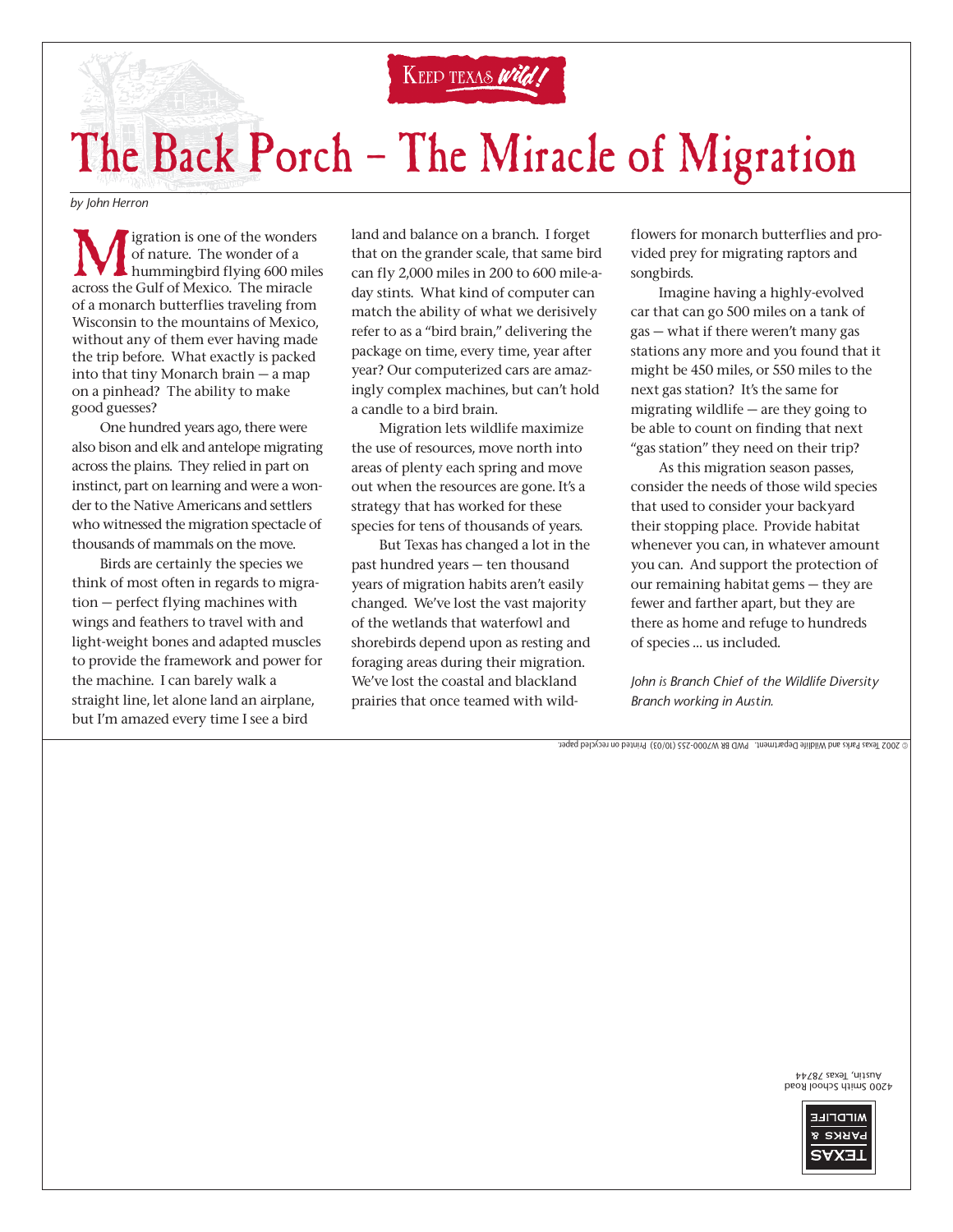Keep Texas Wild!

# The Back Porch – The Miracle of Migration

*by John Herron*

Migration is one of the wonders of nature. The wonder of a hummingbird flying 600 miles across the Gulf of Mexico. The miracle of a monarch butterflies traveling from Wisconsin to the mountains of Mexico, without any of them ever having made the trip before. What exactly is packed into that tiny Monarch brain — a map on a pinhead? The ability to make good guesses?

One hundred years ago, there were also bison and elk and antelope migrating across the plains. They relied in part on instinct, part on learning and were a wonder to the Native Americans and settlers who witnessed the migration spectacle of thousands of mammals on the move.

Birds are certainly the species we think of most often in regards to migration — perfect flying machines with wings and feathers to travel with and light-weight bones and adapted muscles to provide the framework and power for the machine. I can barely walk a straight line, let alone land an airplane, but I'm amazed every time I see a bird land and balance on a branch. I forget that on the grander scale, that same bird can fly 2,000 miles in 200 to 600 mile-a-day stints. What kind of computer can match the ability of what we derisively refer to as a "bird brain," delivering the package on time, every time, year after year? Our computerized cars are amazingly complex machines, but can't hold a candle to a bird brain.

Migration lets wildlife maximize the use of resources, move north into areas of plenty each spring and move out when the resources are gone. It's a strategy that has worked for these species for tens of thousands of years.

But Texas has changed a lot in the past hundred years — ten thousand years of migration habits aren't easily changed. We've lost the vast majority of the wetlands that waterfowl and shorebirds depend upon as resting and foraging areas during their migration. We've lost the coastal and blackland prairies that once teamed with wildflowers for monarch butterflies and provided prey for migrating raptors and songbirds.

Imagine having a highly-evolved car that can go 500 miles on a tank of gas — what if there weren't many gas stations any more and you found that it might be 450 miles, or 550 miles to the next gas station? It's the same for migrating wildlife — are they going to be able to count on finding that next "gas station" they need on their trip?

As this migration season passes, consider the needs of those wild species that used to consider your backyard their stopping place. Provide habitat whenever you can, in whatever amount you can. And support the protection of our remaining habitat gems — they are fewer and farther apart, but they are there as home and refuge to hundreds of species ... us included.

*John is Branch Chief of the Wildlife Diversity Branch working in Austin.*

© 2002 Texas Parks and Wildlife Department. PWD BR W7000-255 (10/03) Printed on recycled paper.

TEXAS PARKS & WILDLIFE
4200 Smith School Road
Austin, Texas 78744